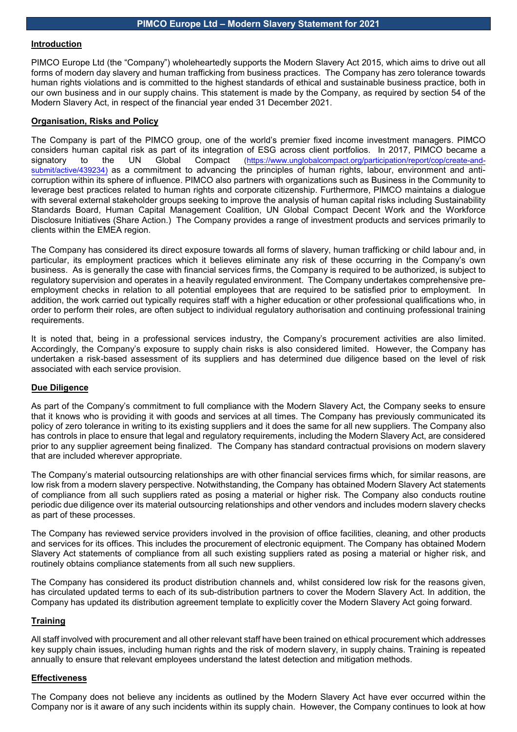# PIMCO Europe Ltd – Modern Slavery Statement for 2021

## Introduction

PIMCO Europe Ltd (the "Company") wholeheartedly supports the Modern Slavery Act 2015, which aims to drive out all forms of modern day slavery and human trafficking from business practices. The Company has zero tolerance towards human rights violations and is committed to the highest standards of ethical and sustainable business practice, both in our own business and in our supply chains. This statement is made by the Company, as required by section 54 of the Modern Slavery Act, in respect of the financial year ended 31 December 2021.

## Organisation, Risks and Policy

The Company is part of the PIMCO group, one of the world's premier fixed income investment managers. PIMCO considers human capital risk as part of its integration of ESG across client portfolios. In 2017, PIMCO became a signatory to the UN Global Compact (https://www.unglobalcompact.org/participation/report/cop/create-and-submit/active/439234) as a commitment to advancing the principles of human rights, labour, environment and anti-corruption within its sphere of influence. PIMCO also partners with organizations such as Business in the Community to leverage best practices related to human rights and corporate citizenship. Furthermore, PIMCO maintains a dialogue with several external stakeholder groups seeking to improve the analysis of human capital risks including Sustainability Standards Board, Human Capital Management Coalition, UN Global Compact Decent Work and the Workforce Disclosure Initiatives (Share Action.) The Company provides a range of investment products and services primarily to clients within the EMEA region.

The Company has considered its direct exposure towards all forms of slavery, human trafficking or child labour and, in particular, its employment practices which it believes eliminate any risk of these occurring in the Company's own business. As is generally the case with financial services firms, the Company is required to be authorized, is subject to regulatory supervision and operates in a heavily regulated environment. The Company undertakes comprehensive pre-employment checks in relation to all potential employees that are required to be satisfied prior to employment. In addition, the work carried out typically requires staff with a higher education or other professional qualifications who, in order to perform their roles, are often subject to individual regulatory authorisation and continuing professional training requirements.

It is noted that, being in a professional services industry, the Company's procurement activities are also limited. Accordingly, the Company's exposure to supply chain risks is also considered limited. However, the Company has undertaken a risk-based assessment of its suppliers and has determined due diligence based on the level of risk associated with each service provision.

## Due Diligence

As part of the Company's commitment to full compliance with the Modern Slavery Act, the Company seeks to ensure that it knows who is providing it with goods and services at all times. The Company has previously communicated its policy of zero tolerance in writing to its existing suppliers and it does the same for all new suppliers. The Company also has controls in place to ensure that legal and regulatory requirements, including the Modern Slavery Act, are considered prior to any supplier agreement being finalized. The Company has standard contractual provisions on modern slavery that are included wherever appropriate.

The Company's material outsourcing relationships are with other financial services firms which, for similar reasons, are low risk from a modern slavery perspective. Notwithstanding, the Company has obtained Modern Slavery Act statements of compliance from all such suppliers rated as posing a material or higher risk. The Company also conducts routine periodic due diligence over its material outsourcing relationships and other vendors and includes modern slavery checks as part of these processes.

The Company has reviewed service providers involved in the provision of office facilities, cleaning, and other products and services for its offices. This includes the procurement of electronic equipment. The Company has obtained Modern Slavery Act statements of compliance from all such existing suppliers rated as posing a material or higher risk, and routinely obtains compliance statements from all such new suppliers.

The Company has considered its product distribution channels and, whilst considered low risk for the reasons given, has circulated updated terms to each of its sub-distribution partners to cover the Modern Slavery Act. In addition, the Company has updated its distribution agreement template to explicitly cover the Modern Slavery Act going forward.

## Training

All staff involved with procurement and all other relevant staff have been trained on ethical procurement which addresses key supply chain issues, including human rights and the risk of modern slavery, in supply chains. Training is repeated annually to ensure that relevant employees understand the latest detection and mitigation methods.

## Effectiveness

The Company does not believe any incidents as outlined by the Modern Slavery Act have ever occurred within the Company nor is it aware of any such incidents within its supply chain. However, the Company continues to look at how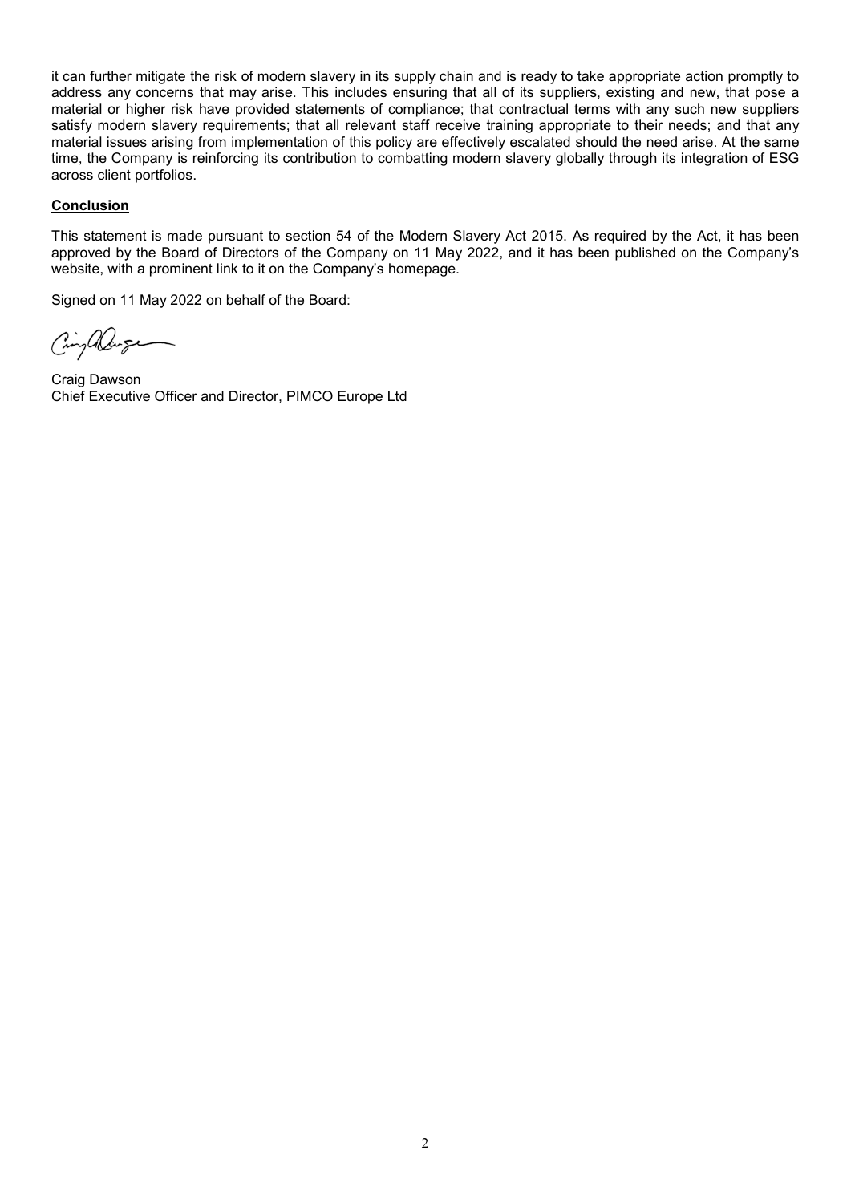it can further mitigate the risk of modern slavery in its supply chain and is ready to take appropriate action promptly to address any concerns that may arise. This includes ensuring that all of its suppliers, existing and new, that pose a material or higher risk have provided statements of compliance; that contractual terms with any such new suppliers satisfy modern slavery requirements; that all relevant staff receive training appropriate to their needs; and that any material issues arising from implementation of this policy are effectively escalated should the need arise. At the same time, the Company is reinforcing its contribution to combatting modern slavery globally through its integration of ESG across client portfolios.

**Conclusion**

This statement is made pursuant to section 54 of the Modern Slavery Act 2015. As required by the Act, it has been approved by the Board of Directors of the Company on 11 May 2022, and it has been published on the Company's website, with a prominent link to it on the Company's homepage.

Signed on 11 May 2022 on behalf of the Board:

Craig Dawson
Chief Executive Officer and Director, PIMCO Europe Ltd